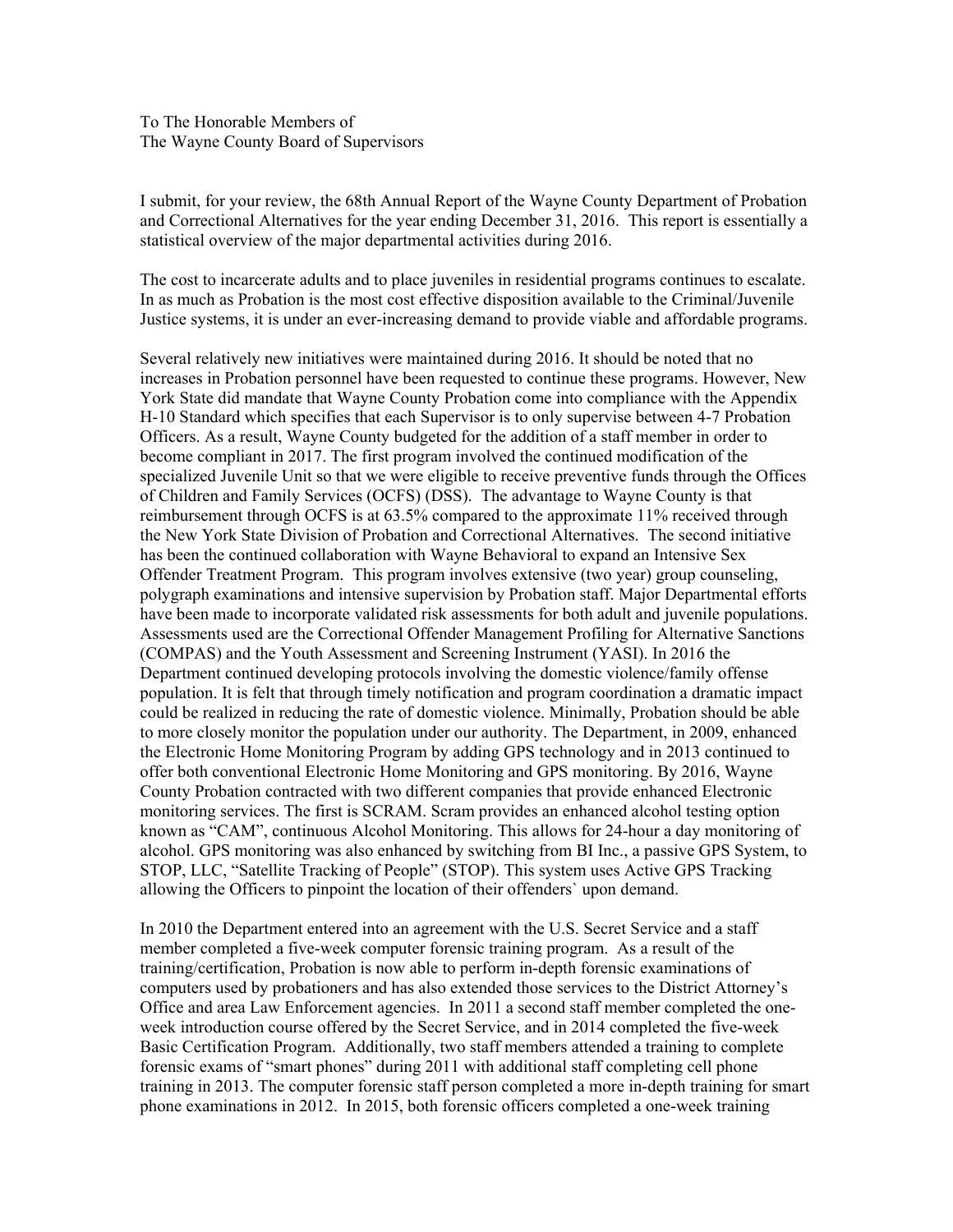To The Honorable Members of
The Wayne County Board of Supervisors

I submit, for your review, the 68th Annual Report of the Wayne County Department of Probation and Correctional Alternatives for the year ending December 31, 2016. This report is essentially a statistical overview of the major departmental activities during 2016.

The cost to incarcerate adults and to place juveniles in residential programs continues to escalate. In as much as Probation is the most cost effective disposition available to the Criminal/Juvenile Justice systems, it is under an ever-increasing demand to provide viable and affordable programs.

Several relatively new initiatives were maintained during 2016. It should be noted that no increases in Probation personnel have been requested to continue these programs. However, New York State did mandate that Wayne County Probation come into compliance with the Appendix H-10 Standard which specifies that each Supervisor is to only supervise between 4-7 Probation Officers. As a result, Wayne County budgeted for the addition of a staff member in order to become compliant in 2017. The first program involved the continued modification of the specialized Juvenile Unit so that we were eligible to receive preventive funds through the Offices of Children and Family Services (OCFS) (DSS). The advantage to Wayne County is that reimbursement through OCFS is at 63.5% compared to the approximate 11% received through the New York State Division of Probation and Correctional Alternatives. The second initiative has been the continued collaboration with Wayne Behavioral to expand an Intensive Sex Offender Treatment Program. This program involves extensive (two year) group counseling, polygraph examinations and intensive supervision by Probation staff. Major Departmental efforts have been made to incorporate validated risk assessments for both adult and juvenile populations. Assessments used are the Correctional Offender Management Profiling for Alternative Sanctions (COMPAS) and the Youth Assessment and Screening Instrument (YASI). In 2016 the Department continued developing protocols involving the domestic violence/family offense population. It is felt that through timely notification and program coordination a dramatic impact could be realized in reducing the rate of domestic violence. Minimally, Probation should be able to more closely monitor the population under our authority. The Department, in 2009, enhanced the Electronic Home Monitoring Program by adding GPS technology and in 2013 continued to offer both conventional Electronic Home Monitoring and GPS monitoring. By 2016, Wayne County Probation contracted with two different companies that provide enhanced Electronic monitoring services. The first is SCRAM. Scram provides an enhanced alcohol testing option known as "CAM", continuous Alcohol Monitoring. This allows for 24-hour a day monitoring of alcohol. GPS monitoring was also enhanced by switching from BI Inc., a passive GPS System, to STOP, LLC, "Satellite Tracking of People" (STOP). This system uses Active GPS Tracking allowing the Officers to pinpoint the location of their offenders` upon demand.

In 2010 the Department entered into an agreement with the U.S. Secret Service and a staff member completed a five-week computer forensic training program. As a result of the training/certification, Probation is now able to perform in-depth forensic examinations of computers used by probationers and has also extended those services to the District Attorney's Office and area Law Enforcement agencies. In 2011 a second staff member completed the one-week introduction course offered by the Secret Service, and in 2014 completed the five-week Basic Certification Program. Additionally, two staff members attended a training to complete forensic exams of "smart phones" during 2011 with additional staff completing cell phone training in 2013. The computer forensic staff person completed a more in-depth training for smart phone examinations in 2012. In 2015, both forensic officers completed a one-week training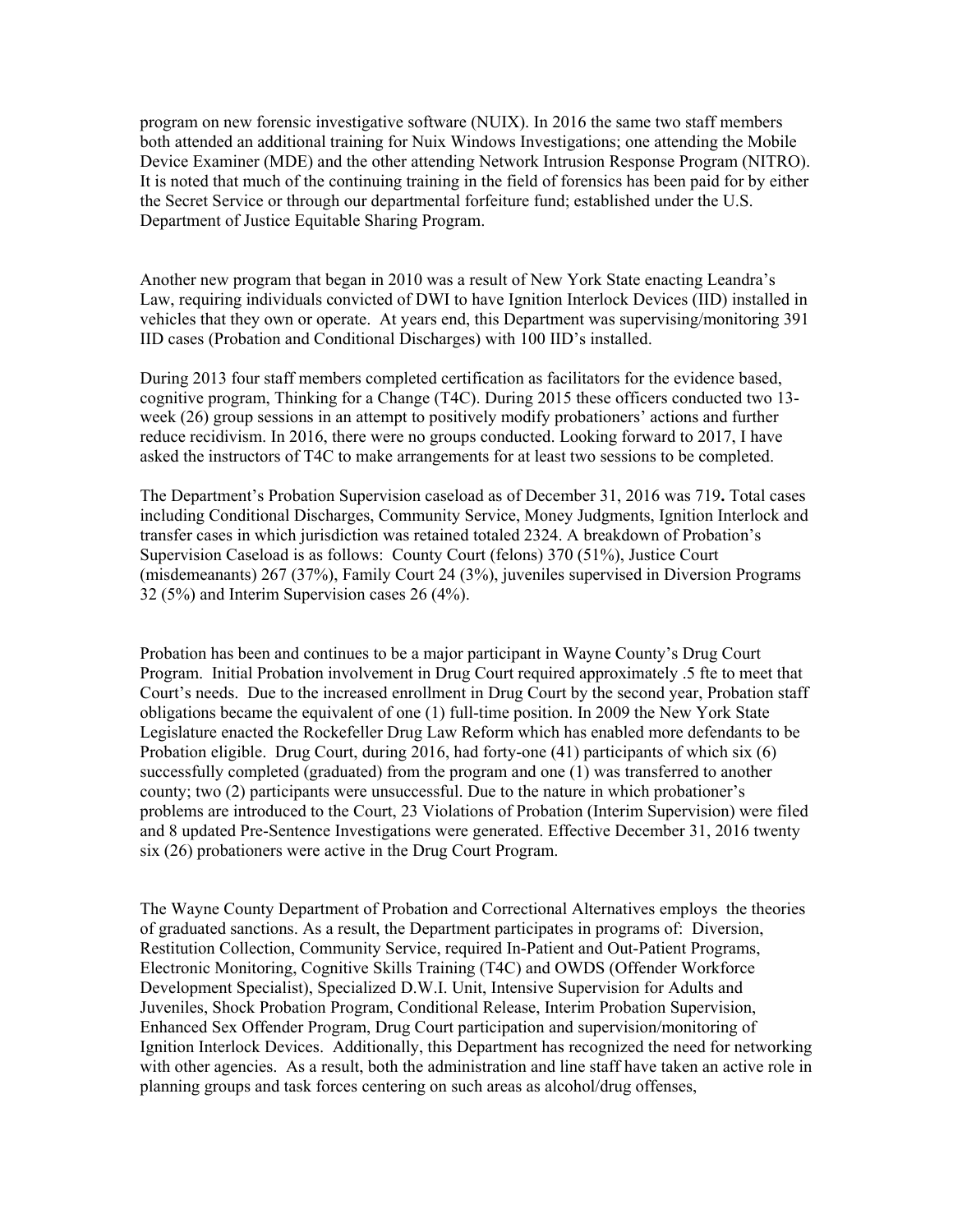program on new forensic investigative software (NUIX). In 2016 the same two staff members both attended an additional training for Nuix Windows Investigations; one attending the Mobile Device Examiner (MDE) and the other attending Network Intrusion Response Program (NITRO). It is noted that much of the continuing training in the field of forensics has been paid for by either the Secret Service or through our departmental forfeiture fund; established under the U.S. Department of Justice Equitable Sharing Program.

Another new program that began in 2010 was a result of New York State enacting Leandra's Law, requiring individuals convicted of DWI to have Ignition Interlock Devices (IID) installed in vehicles that they own or operate. At years end, this Department was supervising/monitoring 391 IID cases (Probation and Conditional Discharges) with 100 IID's installed.

During 2013 four staff members completed certification as facilitators for the evidence based, cognitive program, Thinking for a Change (T4C). During 2015 these officers conducted two 13-week (26) group sessions in an attempt to positively modify probationers' actions and further reduce recidivism. In 2016, there were no groups conducted. Looking forward to 2017, I have asked the instructors of T4C to make arrangements for at least two sessions to be completed.

The Department's Probation Supervision caseload as of December 31, 2016 was 719**.** Total cases including Conditional Discharges, Community Service, Money Judgments, Ignition Interlock and transfer cases in which jurisdiction was retained totaled 2324. A breakdown of Probation's Supervision Caseload is as follows: County Court (felons) 370 (51%), Justice Court (misdemeanants) 267 (37%), Family Court 24 (3%), juveniles supervised in Diversion Programs 32 (5%) and Interim Supervision cases 26 (4%).

Probation has been and continues to be a major participant in Wayne County's Drug Court Program. Initial Probation involvement in Drug Court required approximately .5 fte to meet that Court's needs. Due to the increased enrollment in Drug Court by the second year, Probation staff obligations became the equivalent of one (1) full-time position. In 2009 the New York State Legislature enacted the Rockefeller Drug Law Reform which has enabled more defendants to be Probation eligible. Drug Court, during 2016, had forty-one (41) participants of which six (6) successfully completed (graduated) from the program and one (1) was transferred to another county; two (2) participants were unsuccessful. Due to the nature in which probationer's problems are introduced to the Court, 23 Violations of Probation (Interim Supervision) were filed and 8 updated Pre-Sentence Investigations were generated. Effective December 31, 2016 twenty six (26) probationers were active in the Drug Court Program.

The Wayne County Department of Probation and Correctional Alternatives employs the theories of graduated sanctions. As a result, the Department participates in programs of: Diversion, Restitution Collection, Community Service, required In-Patient and Out-Patient Programs, Electronic Monitoring, Cognitive Skills Training (T4C) and OWDS (Offender Workforce Development Specialist), Specialized D.W.I. Unit, Intensive Supervision for Adults and Juveniles, Shock Probation Program, Conditional Release, Interim Probation Supervision, Enhanced Sex Offender Program, Drug Court participation and supervision/monitoring of Ignition Interlock Devices. Additionally, this Department has recognized the need for networking with other agencies. As a result, both the administration and line staff have taken an active role in planning groups and task forces centering on such areas as alcohol/drug offenses,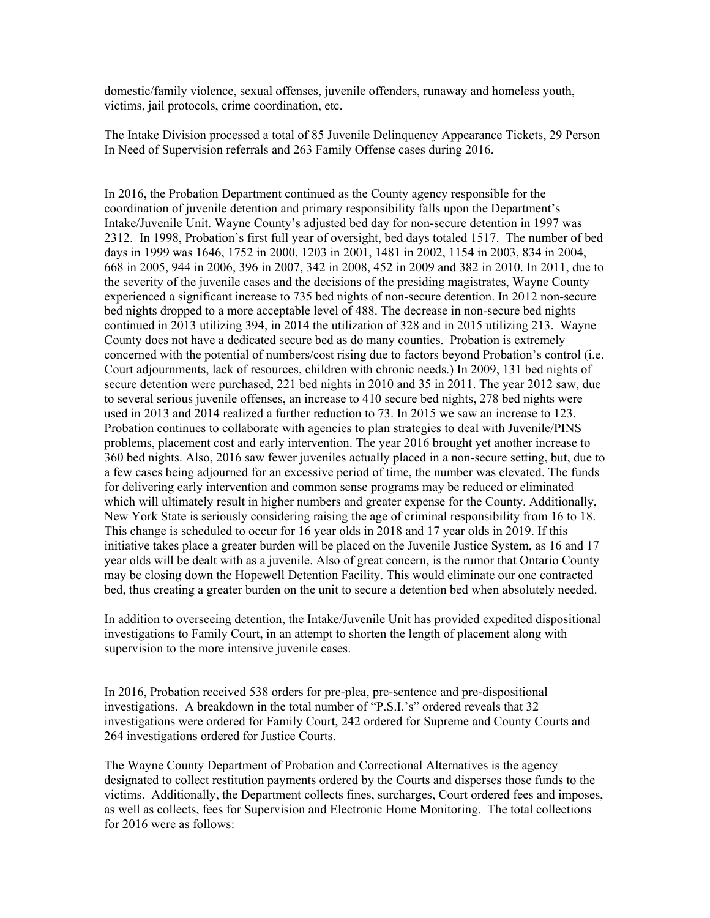domestic/family violence, sexual offenses, juvenile offenders, runaway and homeless youth, victims, jail protocols, crime coordination, etc.

The Intake Division processed a total of 85 Juvenile Delinquency Appearance Tickets, 29 Person In Need of Supervision referrals and 263 Family Offense cases during 2016.

In 2016, the Probation Department continued as the County agency responsible for the coordination of juvenile detention and primary responsibility falls upon the Department's Intake/Juvenile Unit. Wayne County's adjusted bed day for non-secure detention in 1997 was 2312. In 1998, Probation's first full year of oversight, bed days totaled 1517. The number of bed days in 1999 was 1646, 1752 in 2000, 1203 in 2001, 1481 in 2002, 1154 in 2003, 834 in 2004, 668 in 2005, 944 in 2006, 396 in 2007, 342 in 2008, 452 in 2009 and 382 in 2010. In 2011, due to the severity of the juvenile cases and the decisions of the presiding magistrates, Wayne County experienced a significant increase to 735 bed nights of non-secure detention. In 2012 non-secure bed nights dropped to a more acceptable level of 488. The decrease in non-secure bed nights continued in 2013 utilizing 394, in 2014 the utilization of 328 and in 2015 utilizing 213. Wayne County does not have a dedicated secure bed as do many counties. Probation is extremely concerned with the potential of numbers/cost rising due to factors beyond Probation's control (i.e. Court adjournments, lack of resources, children with chronic needs.) In 2009, 131 bed nights of secure detention were purchased, 221 bed nights in 2010 and 35 in 2011. The year 2012 saw, due to several serious juvenile offenses, an increase to 410 secure bed nights, 278 bed nights were used in 2013 and 2014 realized a further reduction to 73. In 2015 we saw an increase to 123. Probation continues to collaborate with agencies to plan strategies to deal with Juvenile/PINS problems, placement cost and early intervention. The year 2016 brought yet another increase to 360 bed nights. Also, 2016 saw fewer juveniles actually placed in a non-secure setting, but, due to a few cases being adjourned for an excessive period of time, the number was elevated. The funds for delivering early intervention and common sense programs may be reduced or eliminated which will ultimately result in higher numbers and greater expense for the County. Additionally, New York State is seriously considering raising the age of criminal responsibility from 16 to 18. This change is scheduled to occur for 16 year olds in 2018 and 17 year olds in 2019. If this initiative takes place a greater burden will be placed on the Juvenile Justice System, as 16 and 17 year olds will be dealt with as a juvenile. Also of great concern, is the rumor that Ontario County may be closing down the Hopewell Detention Facility. This would eliminate our one contracted bed, thus creating a greater burden on the unit to secure a detention bed when absolutely needed.

In addition to overseeing detention, the Intake/Juvenile Unit has provided expedited dispositional investigations to Family Court, in an attempt to shorten the length of placement along with supervision to the more intensive juvenile cases.

In 2016, Probation received 538 orders for pre-plea, pre-sentence and pre-dispositional investigations. A breakdown in the total number of "P.S.I.'s" ordered reveals that 32 investigations were ordered for Family Court, 242 ordered for Supreme and County Courts and 264 investigations ordered for Justice Courts.

The Wayne County Department of Probation and Correctional Alternatives is the agency designated to collect restitution payments ordered by the Courts and disperses those funds to the victims. Additionally, the Department collects fines, surcharges, Court ordered fees and imposes, as well as collects, fees for Supervision and Electronic Home Monitoring. The total collections for 2016 were as follows: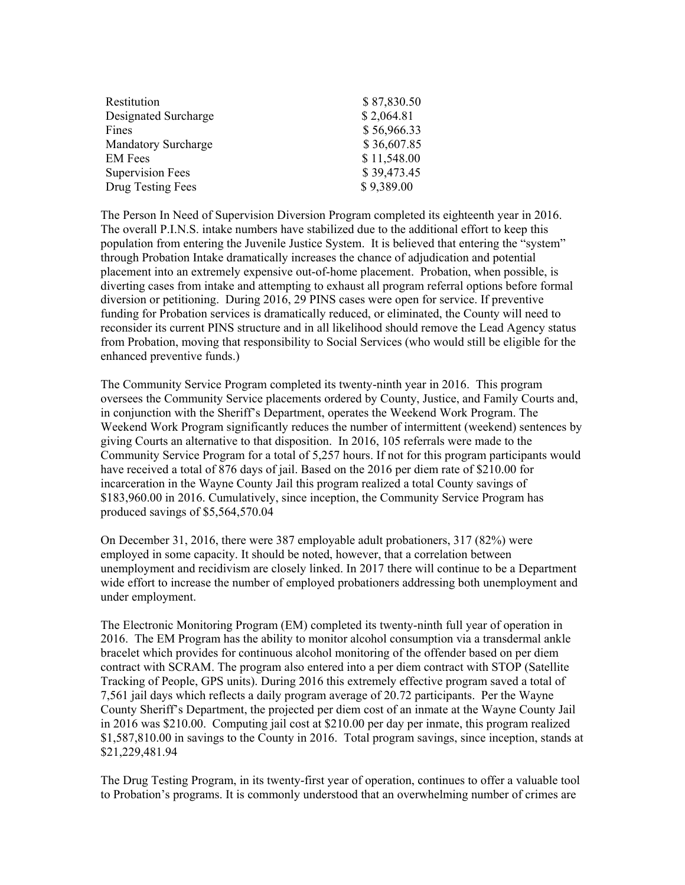| | |
|---|---|
| Restitution | $ 87,830.50 |
| Designated Surcharge | $ 2,064.81 |
| Fines | $ 56,966.33 |
| Mandatory Surcharge | $ 36,607.85 |
| EM Fees | $ 11,548.00 |
| Supervision Fees | $ 39,473.45 |
| Drug Testing Fees | $ 9,389.00 |

The Person In Need of Supervision Diversion Program completed its eighteenth year in 2016. The overall P.I.N.S. intake numbers have stabilized due to the additional effort to keep this population from entering the Juvenile Justice System. It is believed that entering the "system" through Probation Intake dramatically increases the chance of adjudication and potential placement into an extremely expensive out-of-home placement. Probation, when possible, is diverting cases from intake and attempting to exhaust all program referral options before formal diversion or petitioning. During 2016, 29 PINS cases were open for service. If preventive funding for Probation services is dramatically reduced, or eliminated, the County will need to reconsider its current PINS structure and in all likelihood should remove the Lead Agency status from Probation, moving that responsibility to Social Services (who would still be eligible for the enhanced preventive funds.)

The Community Service Program completed its twenty-ninth year in 2016. This program oversees the Community Service placements ordered by County, Justice, and Family Courts and, in conjunction with the Sheriff's Department, operates the Weekend Work Program. The Weekend Work Program significantly reduces the number of intermittent (weekend) sentences by giving Courts an alternative to that disposition. In 2016, 105 referrals were made to the Community Service Program for a total of 5,257 hours. If not for this program participants would have received a total of 876 days of jail. Based on the 2016 per diem rate of $210.00 for incarceration in the Wayne County Jail this program realized a total County savings of $183,960.00 in 2016. Cumulatively, since inception, the Community Service Program has produced savings of $5,564,570.04

On December 31, 2016, there were 387 employable adult probationers, 317 (82%) were employed in some capacity. It should be noted, however, that a correlation between unemployment and recidivism are closely linked. In 2017 there will continue to be a Department wide effort to increase the number of employed probationers addressing both unemployment and under employment.

The Electronic Monitoring Program (EM) completed its twenty-ninth full year of operation in 2016. The EM Program has the ability to monitor alcohol consumption via a transdermal ankle bracelet which provides for continuous alcohol monitoring of the offender based on per diem contract with SCRAM. The program also entered into a per diem contract with STOP (Satellite Tracking of People, GPS units). During 2016 this extremely effective program saved a total of 7,561 jail days which reflects a daily program average of 20.72 participants. Per the Wayne County Sheriff's Department, the projected per diem cost of an inmate at the Wayne County Jail in 2016 was $210.00. Computing jail cost at $210.00 per day per inmate, this program realized $1,587,810.00 in savings to the County in 2016. Total program savings, since inception, stands at $21,229,481.94

The Drug Testing Program, in its twenty-first year of operation, continues to offer a valuable tool to Probation's programs. It is commonly understood that an overwhelming number of crimes are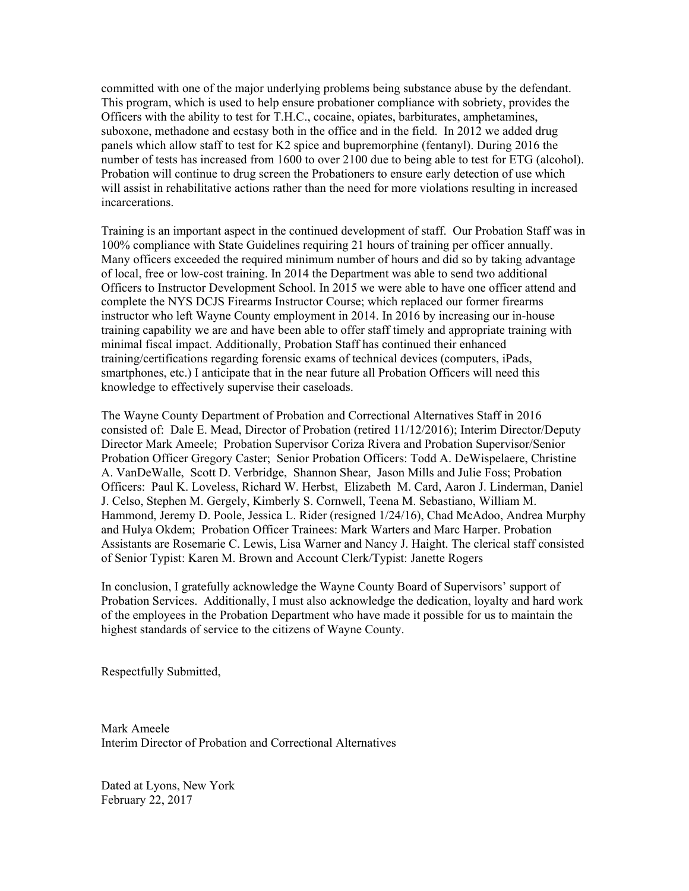committed with one of the major underlying problems being substance abuse by the defendant. This program, which is used to help ensure probationer compliance with sobriety, provides the Officers with the ability to test for T.H.C., cocaine, opiates, barbiturates, amphetamines, suboxone, methadone and ecstasy both in the office and in the field. In 2012 we added drug panels which allow staff to test for K2 spice and bupremorphine (fentanyl). During 2016 the number of tests has increased from 1600 to over 2100 due to being able to test for ETG (alcohol). Probation will continue to drug screen the Probationers to ensure early detection of use which will assist in rehabilitative actions rather than the need for more violations resulting in increased incarcerations.

Training is an important aspect in the continued development of staff. Our Probation Staff was in 100% compliance with State Guidelines requiring 21 hours of training per officer annually. Many officers exceeded the required minimum number of hours and did so by taking advantage of local, free or low-cost training. In 2014 the Department was able to send two additional Officers to Instructor Development School. In 2015 we were able to have one officer attend and complete the NYS DCJS Firearms Instructor Course; which replaced our former firearms instructor who left Wayne County employment in 2014. In 2016 by increasing our in-house training capability we are and have been able to offer staff timely and appropriate training with minimal fiscal impact. Additionally, Probation Staff has continued their enhanced training/certifications regarding forensic exams of technical devices (computers, iPads, smartphones, etc.) I anticipate that in the near future all Probation Officers will need this knowledge to effectively supervise their caseloads.

The Wayne County Department of Probation and Correctional Alternatives Staff in 2016 consisted of: Dale E. Mead, Director of Probation (retired 11/12/2016); Interim Director/Deputy Director Mark Ameele; Probation Supervisor Coriza Rivera and Probation Supervisor/Senior Probation Officer Gregory Caster; Senior Probation Officers: Todd A. DeWispelaere, Christine A. VanDeWalle, Scott D. Verbridge, Shannon Shear, Jason Mills and Julie Foss; Probation Officers: Paul K. Loveless, Richard W. Herbst, Elizabeth M. Card, Aaron J. Linderman, Daniel J. Celso, Stephen M. Gergely, Kimberly S. Cornwell, Teena M. Sebastiano, William M. Hammond, Jeremy D. Poole, Jessica L. Rider (resigned 1/24/16), Chad McAdoo, Andrea Murphy and Hulya Okdem; Probation Officer Trainees: Mark Warters and Marc Harper. Probation Assistants are Rosemarie C. Lewis, Lisa Warner and Nancy J. Haight. The clerical staff consisted of Senior Typist: Karen M. Brown and Account Clerk/Typist: Janette Rogers

In conclusion, I gratefully acknowledge the Wayne County Board of Supervisors' support of Probation Services. Additionally, I must also acknowledge the dedication, loyalty and hard work of the employees in the Probation Department who have made it possible for us to maintain the highest standards of service to the citizens of Wayne County.

Respectfully Submitted,

Mark Ameele
Interim Director of Probation and Correctional Alternatives

Dated at Lyons, New York
February 22, 2017